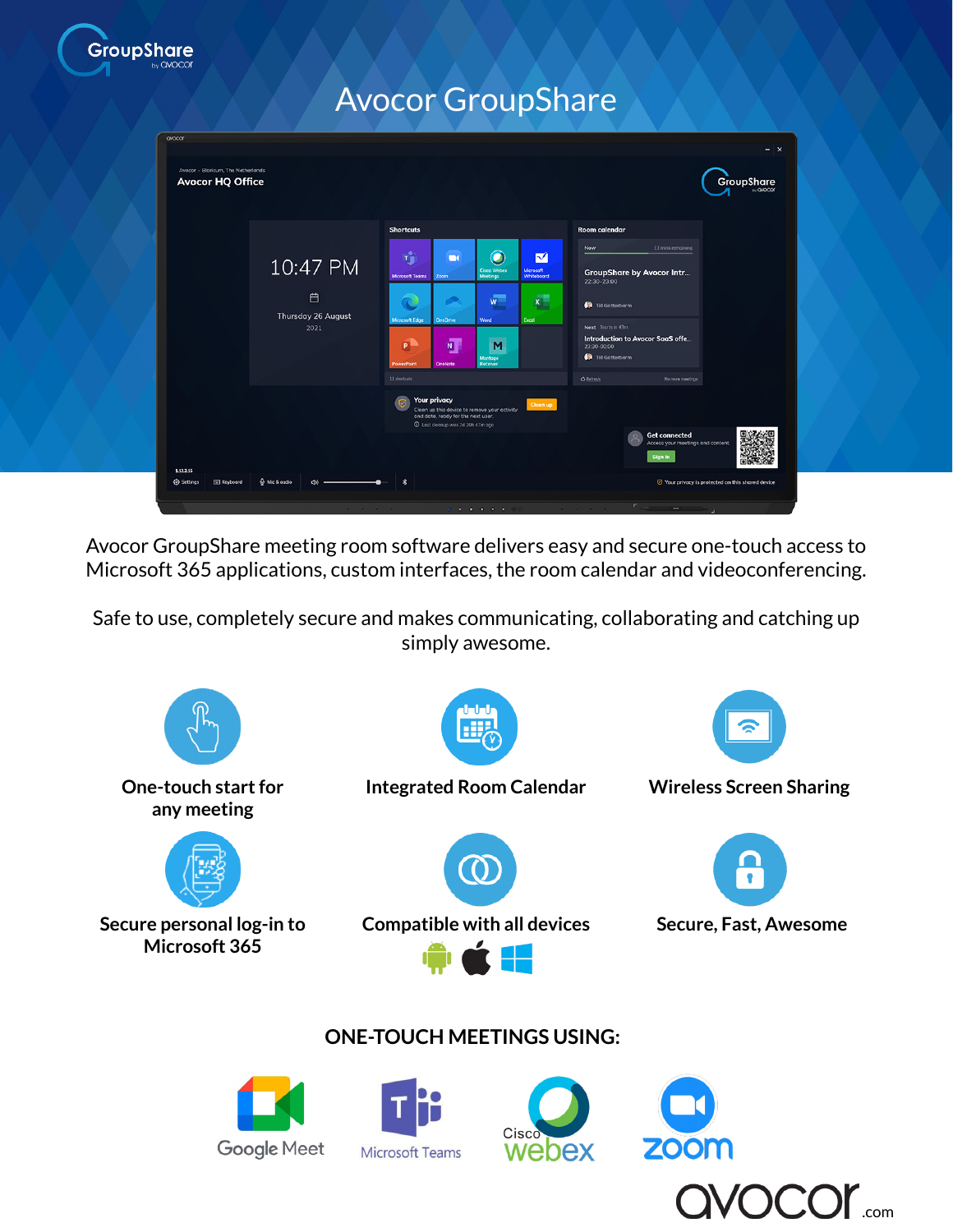# Avocor GroupShare

Avocor GroupShare meeting room software delivers easy and secure one-touch access to Microsoft 365 applications, custom interfaces, the room calendar and videoconferencing.

Safe to use, completely secure and makes communicating, collaborating and catching up simply awesome.

**One-touch start for any meeting**

**Integrated Room Calendar**

**Wireless Screen Sharing**

**Secure personal log-in to Microsoft 365**

**Compatible with all devices**

**Secure, Fast, Awesome**

## ONE-TOUCH MEETINGS USING:

Google Meet

Microsoft Teams

Cisco webex

zoom

avocor.com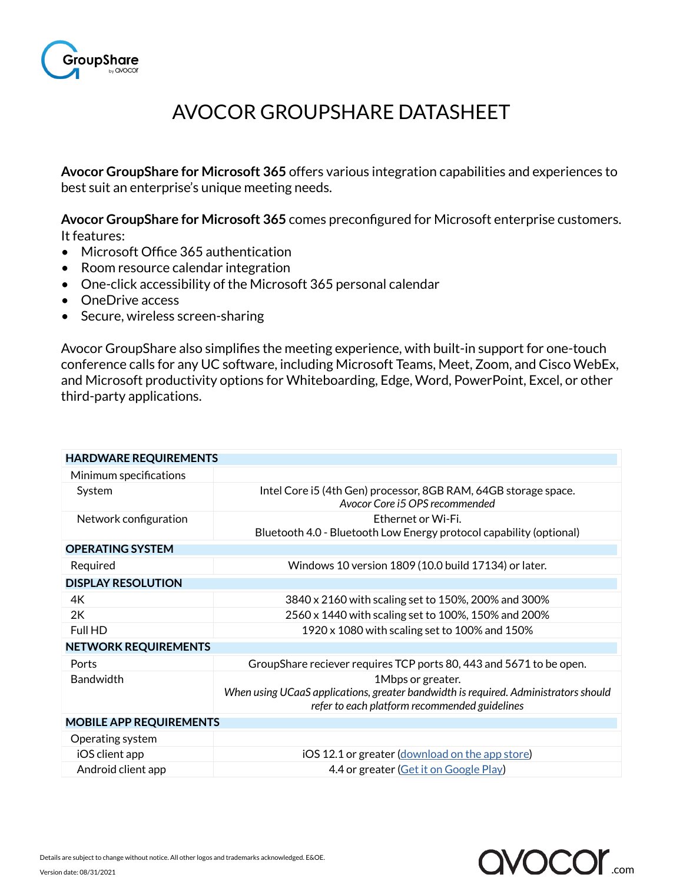# AVOCOR GROUPSHARE DATASHEET

**Avocor GroupShare for Microsoft 365** offers various integration capabilities and experiences to best suit an enterprise's unique meeting needs.

**Avocor GroupShare for Microsoft 365** comes preconfigured for Microsoft enterprise customers. It features:

- Microsoft Office 365 authentication
- Room resource calendar integration
- One-click accessibility of the Microsoft 365 personal calendar
- OneDrive access
- Secure, wireless screen-sharing

Avocor GroupShare also simplifies the meeting experience, with built-in support for one-touch conference calls for any UC software, including Microsoft Teams, Meet, Zoom, and Cisco WebEx, and Microsoft productivity options for Whiteboarding, Edge, Word, PowerPoint, Excel, or other third-party applications.

| | |
|---|---|
| **HARDWARE REQUIREMENTS** | |
| Minimum specifications | |
| System | Intel Core i5 (4th Gen) processor, 8GB RAM, 64GB storage space. *Avocor Core i5 OPS recommended* |
| Network configuration | Ethernet or Wi-Fi. Bluetooth 4.0 - Bluetooth Low Energy protocol capability (optional) |
| **OPERATING SYSTEM** | |
| Required | Windows 10 version 1809 (10.0 build 17134) or later. |
| **DISPLAY RESOLUTION** | |
| 4K | 3840 x 2160 with scaling set to 150%, 200% and 300% |
| 2K | 2560 x 1440 with scaling set to 100%, 150% and 200% |
| Full HD | 1920 x 1080 with scaling set to 100% and 150% |
| **NETWORK REQUIREMENTS** | |
| Ports | GroupShare reciever requires TCP ports 80, 443 and 5671 to be open. |
| Bandwidth | 1Mbps or greater. *When using UCaaS applications, greater bandwidth is required. Administrators should refer to each platform recommended guidelines* |
| **MOBILE APP REQUIREMENTS** | |
| Operating system | |
| iOS client app | iOS 12.1 or greater (download on the app store) |
| Android client app | 4.4 or greater (Get it on Google Play) |

Details are subject to change without notice. All other logos and trademarks acknowledged. E&OE.

Version date: 08/31/2021